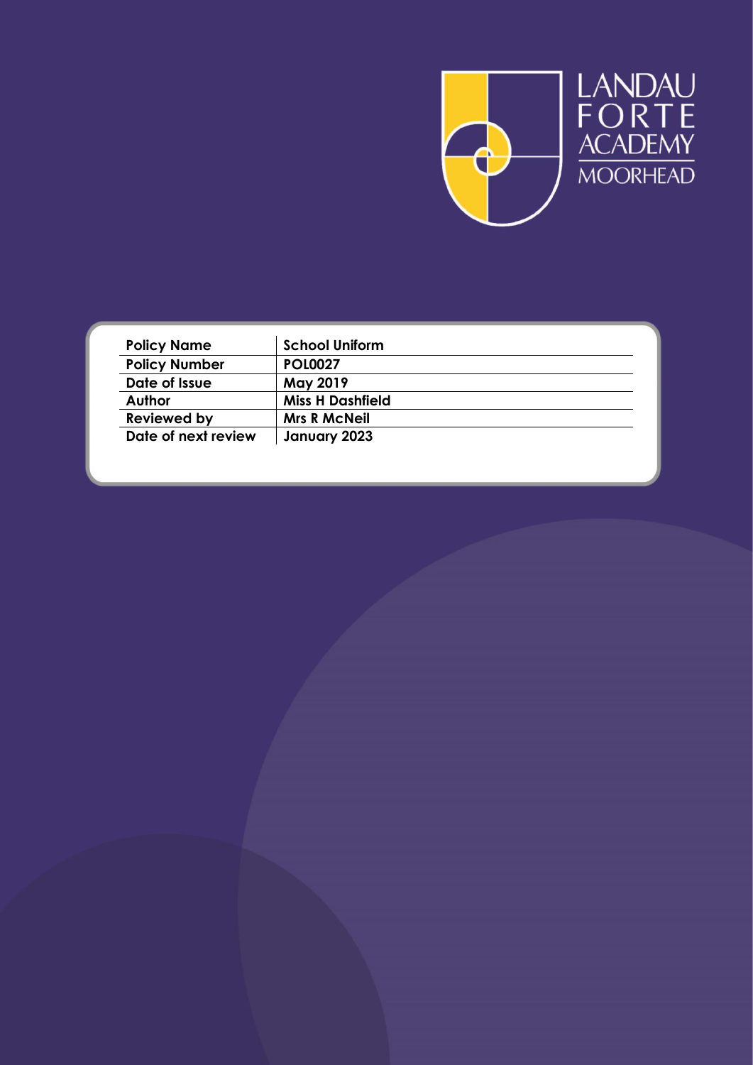LANDAU FORTE ACADEMY MOORHEAD

| Policy Name | School Uniform |
| --- | --- |
| Policy Number | POL0027 |
| Date of Issue | May 2019 |
| Author | Miss H Dashfield |
| Reviewed by | Mrs R McNeil |
| Date of next review | January 2023 |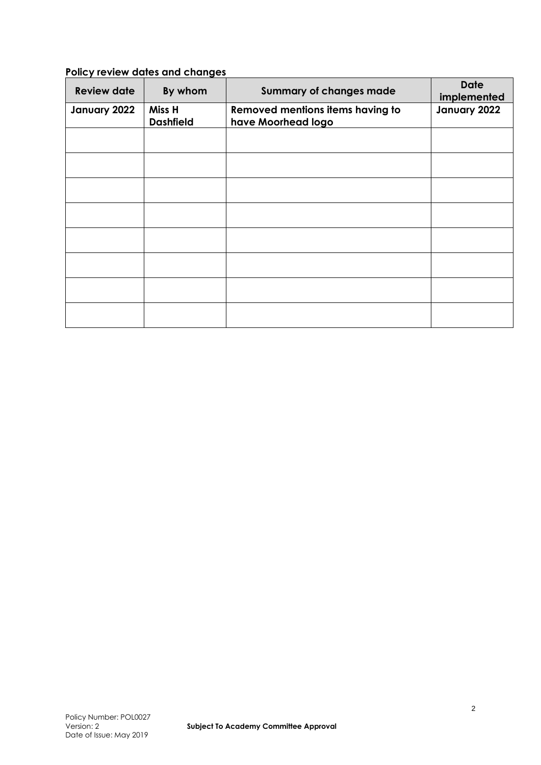**Policy review dates and changes**

| Review date | By whom | Summary of changes made | Date implemented |
|---|---|---|---|
| **January 2022** | **Miss H Dashfield** | **Removed mentions items having to have Moorhead logo** | **January 2022** |
| | | | |
| | | | |
| | | | |
| | | | |
| | | | |
| | | | |
| | | | |
| | | | |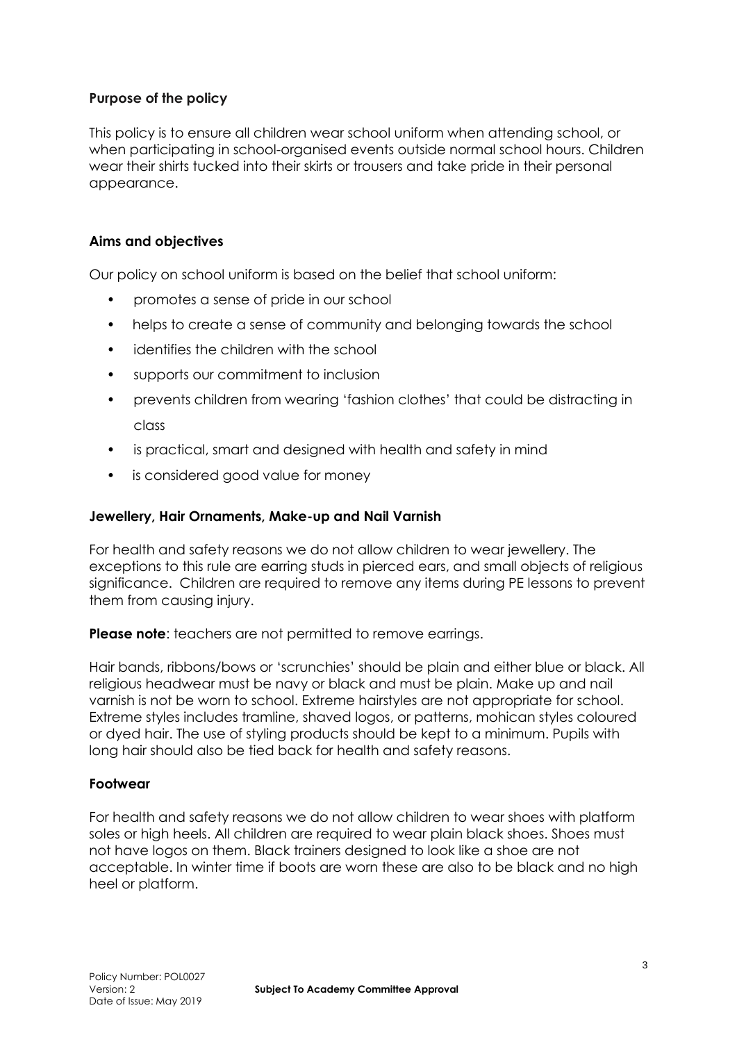**Purpose of the policy**

This policy is to ensure all children wear school uniform when attending school, or when participating in school-organised events outside normal school hours. Children wear their shirts tucked into their skirts or trousers and take pride in their personal appearance.

**Aims and objectives**

Our policy on school uniform is based on the belief that school uniform:

- promotes a sense of pride in our school
- helps to create a sense of community and belonging towards the school
- identifies the children with the school
- supports our commitment to inclusion
- prevents children from wearing 'fashion clothes' that could be distracting in class
- is practical, smart and designed with health and safety in mind
- is considered good value for money

**Jewellery, Hair Ornaments, Make-up and Nail Varnish**

For health and safety reasons we do not allow children to wear jewellery. The exceptions to this rule are earring studs in pierced ears, and small objects of religious significance. Children are required to remove any items during PE lessons to prevent them from causing injury.

**Please note**: teachers are not permitted to remove earrings.

Hair bands, ribbons/bows or 'scrunchies' should be plain and either blue or black. All religious headwear must be navy or black and must be plain. Make up and nail varnish is not be worn to school. Extreme hairstyles are not appropriate for school. Extreme styles includes tramline, shaved logos, or patterns, mohican styles coloured or dyed hair. The use of styling products should be kept to a minimum. Pupils with long hair should also be tied back for health and safety reasons.

**Footwear**

For health and safety reasons we do not allow children to wear shoes with platform soles or high heels. All children are required to wear plain black shoes. Shoes must not have logos on them. Black trainers designed to look like a shoe are not acceptable. In winter time if boots are worn these are also to be black and no high heel or platform.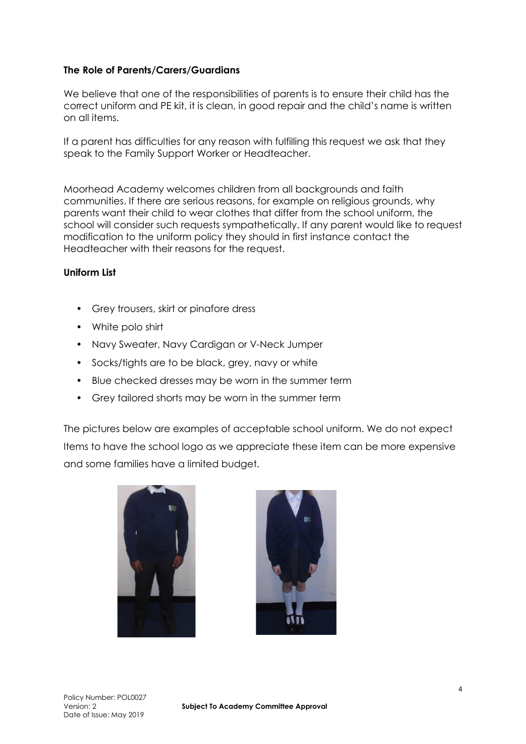**The Role of Parents/Carers/Guardians**

We believe that one of the responsibilities of parents is to ensure their child has the correct uniform and PE kit, it is clean, in good repair and the child's name is written on all items.

If a parent has difficulties for any reason with fulfilling this request we ask that they speak to the Family Support Worker or Headteacher.

Moorhead Academy welcomes children from all backgrounds and faith communities. If there are serious reasons, for example on religious grounds, why parents want their child to wear clothes that differ from the school uniform, the school will consider such requests sympathetically. If any parent would like to request modification to the uniform policy they should in first instance contact the Headteacher with their reasons for the request.

**Uniform List**

- Grey trousers, skirt or pinafore dress
- White polo shirt
- Navy Sweater, Navy Cardigan or V-Neck Jumper
- Socks/tights are to be black, grey, navy or white
- Blue checked dresses may be worn in the summer term
- Grey tailored shorts may be worn in the summer term

The pictures below are examples of acceptable school uniform. We do not expect Items to have the school logo as we appreciate these item can be more expensive and some families have a limited budget.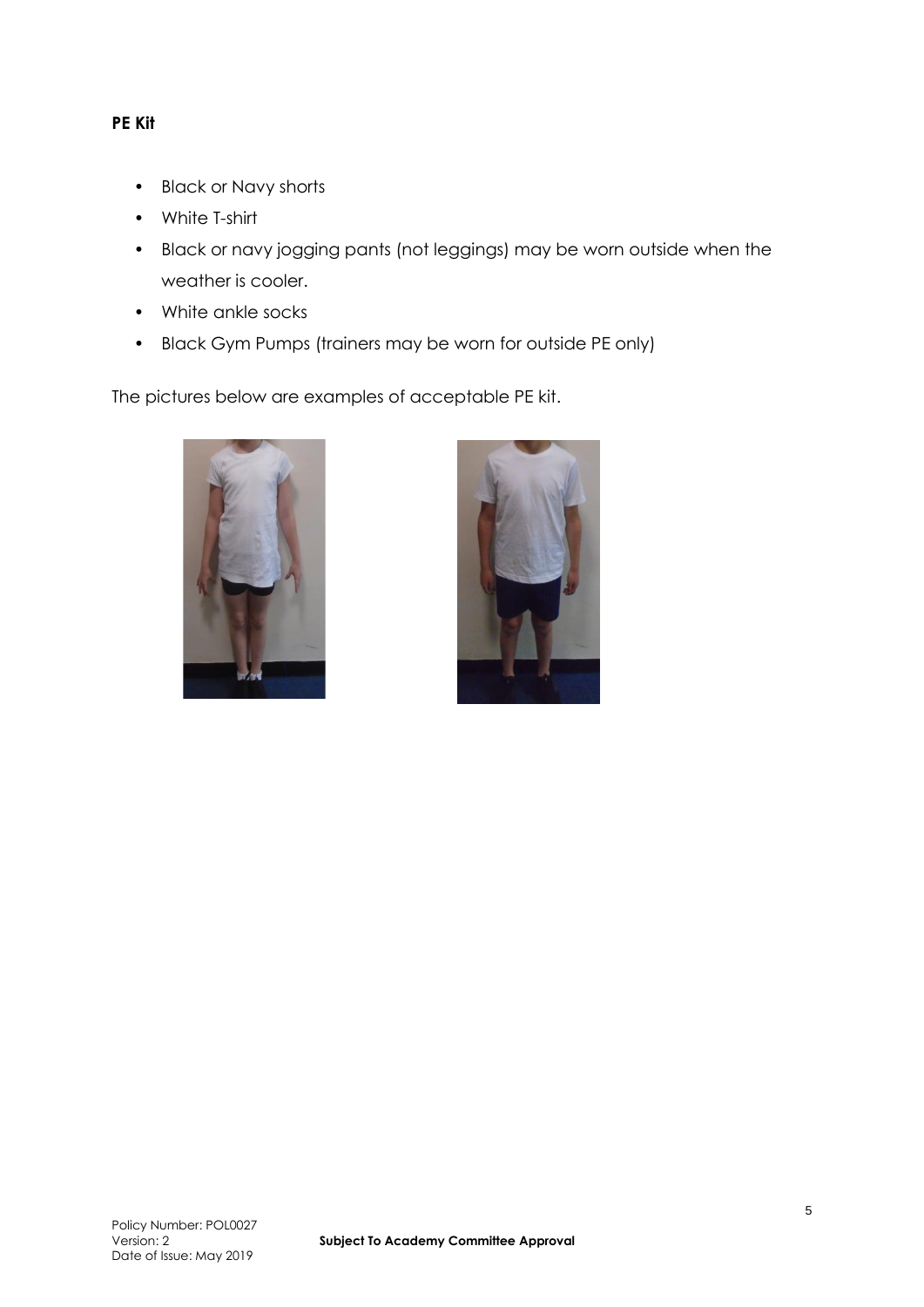**PE Kit**

- Black or Navy shorts
- White T-shirt
- Black or navy jogging pants (not leggings) may be worn outside when the weather is cooler.
- White ankle socks
- Black Gym Pumps (trainers may be worn for outside PE only)

The pictures below are examples of acceptable PE kit.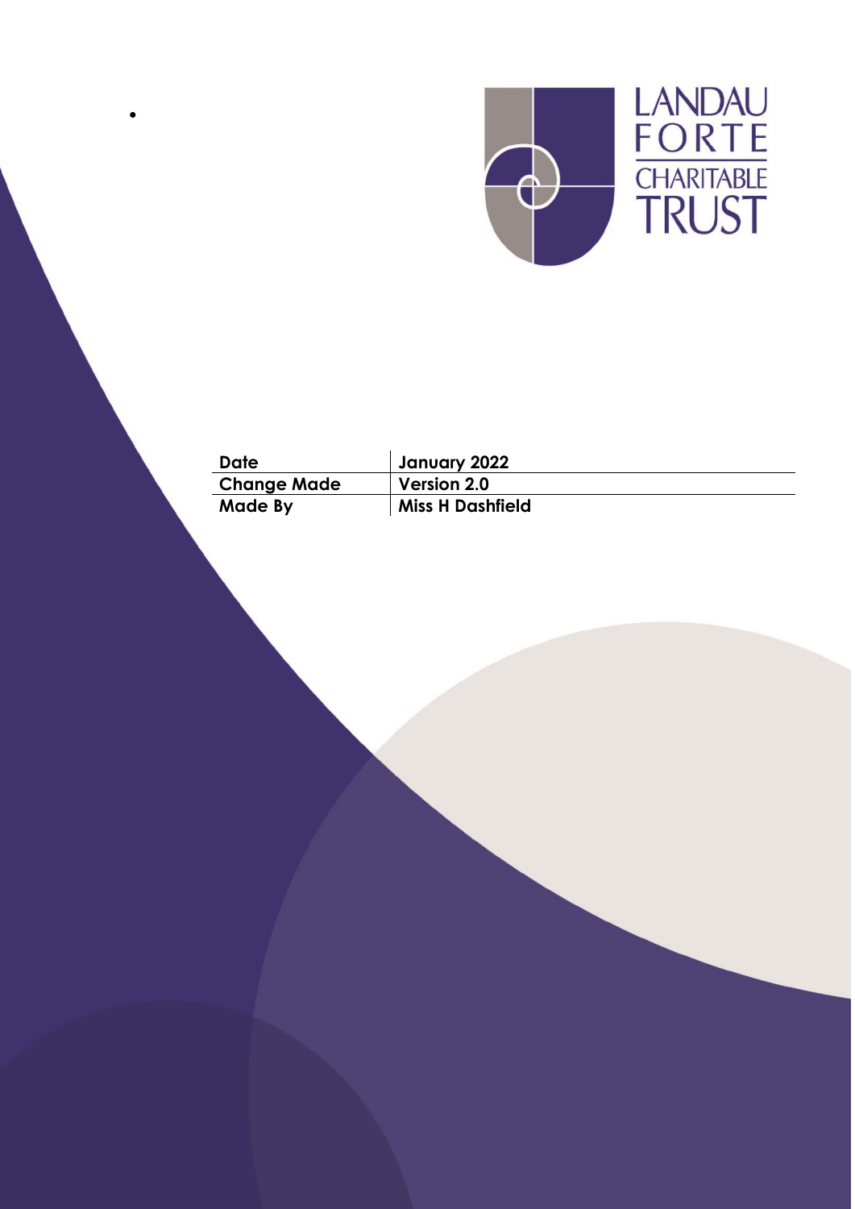LANDAU FORTE CHARITABLE TRUST

| | |
|---|---|
| **Date** | **January 2022** |
| **Change Made** | **Version 2.0** |
| **Made By** | **Miss H Dashfield** |